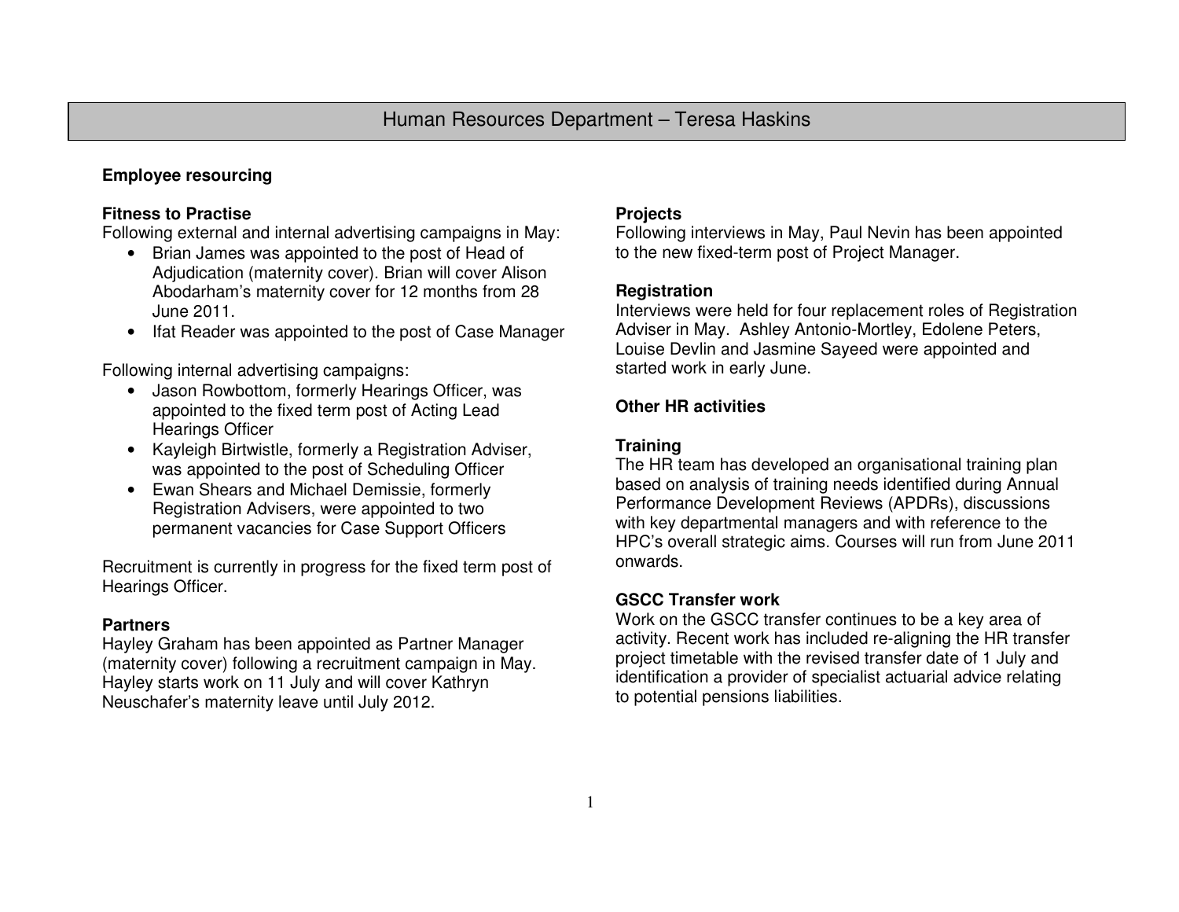# Human Resources Department – Teresa Haskins

## Employee resourcing

### Fitness to Practise

Following external and internal advertising campaigns in May:

- Brian James was appointed to the post of Head of Adjudication (maternity cover). Brian will cover Alison Abodarham's maternity cover for 12 months from 28 June 2011.
- Ifat Reader was appointed to the post of Case Manager

Following internal advertising campaigns:

- Jason Rowbottom, formerly Hearings Officer, was appointed to the fixed term post of Acting Lead Hearings Officer
- Kayleigh Birtwistle, formerly a Registration Adviser, was appointed to the post of Scheduling Officer
- Ewan Shears and Michael Demissie, formerly Registration Advisers, were appointed to two permanent vacancies for Case Support Officers

Recruitment is currently in progress for the fixed term post of Hearings Officer.

### Partners

Hayley Graham has been appointed as Partner Manager (maternity cover) following a recruitment campaign in May. Hayley starts work on 11 July and will cover Kathryn Neuschafer's maternity leave until July 2012.

### Projects

Following interviews in May, Paul Nevin has been appointed to the new fixed-term post of Project Manager.

### Registration

Interviews were held for four replacement roles of Registration Adviser in May. Ashley Antonio-Mortley, Edolene Peters, Louise Devlin and Jasmine Sayeed were appointed and started work in early June.

## Other HR activities

### Training

The HR team has developed an organisational training plan based on analysis of training needs identified during Annual Performance Development Reviews (APDRs), discussions with key departmental managers and with reference to the HPC's overall strategic aims. Courses will run from June 2011 onwards.

### GSCC Transfer work

Work on the GSCC transfer continues to be a key area of activity. Recent work has included re-aligning the HR transfer project timetable with the revised transfer date of 1 July and identification a provider of specialist actuarial advice relating to potential pensions liabilities.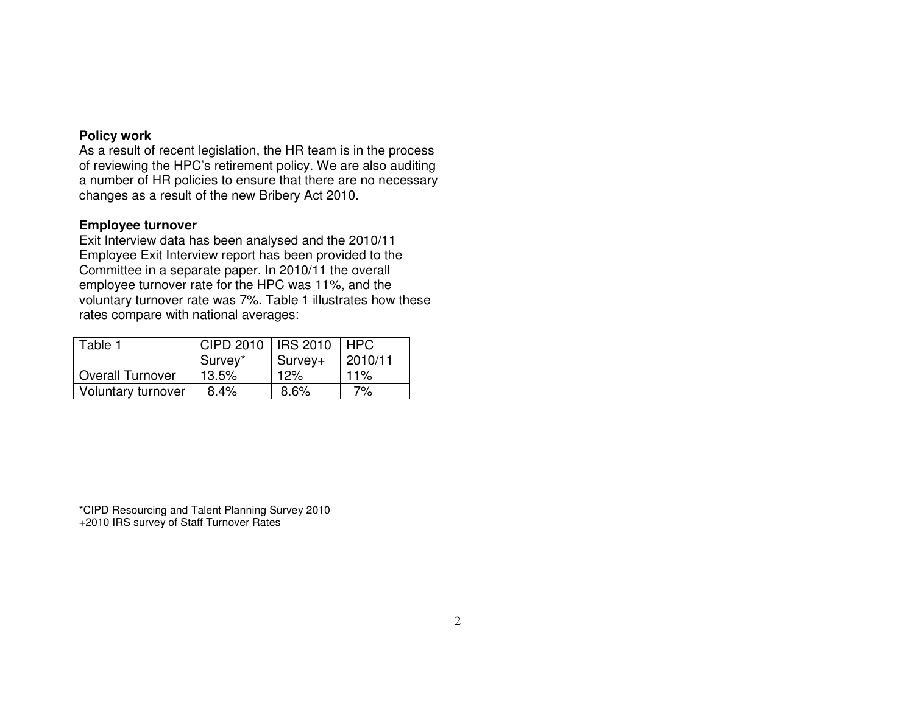**Policy work**

As a result of recent legislation, the HR team is in the process of reviewing the HPC's retirement policy. We are also auditing a number of HR policies to ensure that there are no necessary changes as a result of the new Bribery Act 2010.

**Employee turnover**

Exit Interview data has been analysed and the 2010/11 Employee Exit Interview report has been provided to the Committee in a separate paper. In 2010/11 the overall employee turnover rate for the HPC was 11%, and the voluntary turnover rate was 7%. Table 1 illustrates how these rates compare with national averages:

| Table 1 | CIPD 2010 Survey* | IRS 2010 Survey+ | HPC 2010/11 |
|---|---|---|---|
| Overall Turnover | 13.5% | 12% | 11% |
| Voluntary turnover | 8.4% | 8.6% | 7% |

*CIPD Resourcing and Talent Planning Survey 2010
+2010 IRS survey of Staff Turnover Rates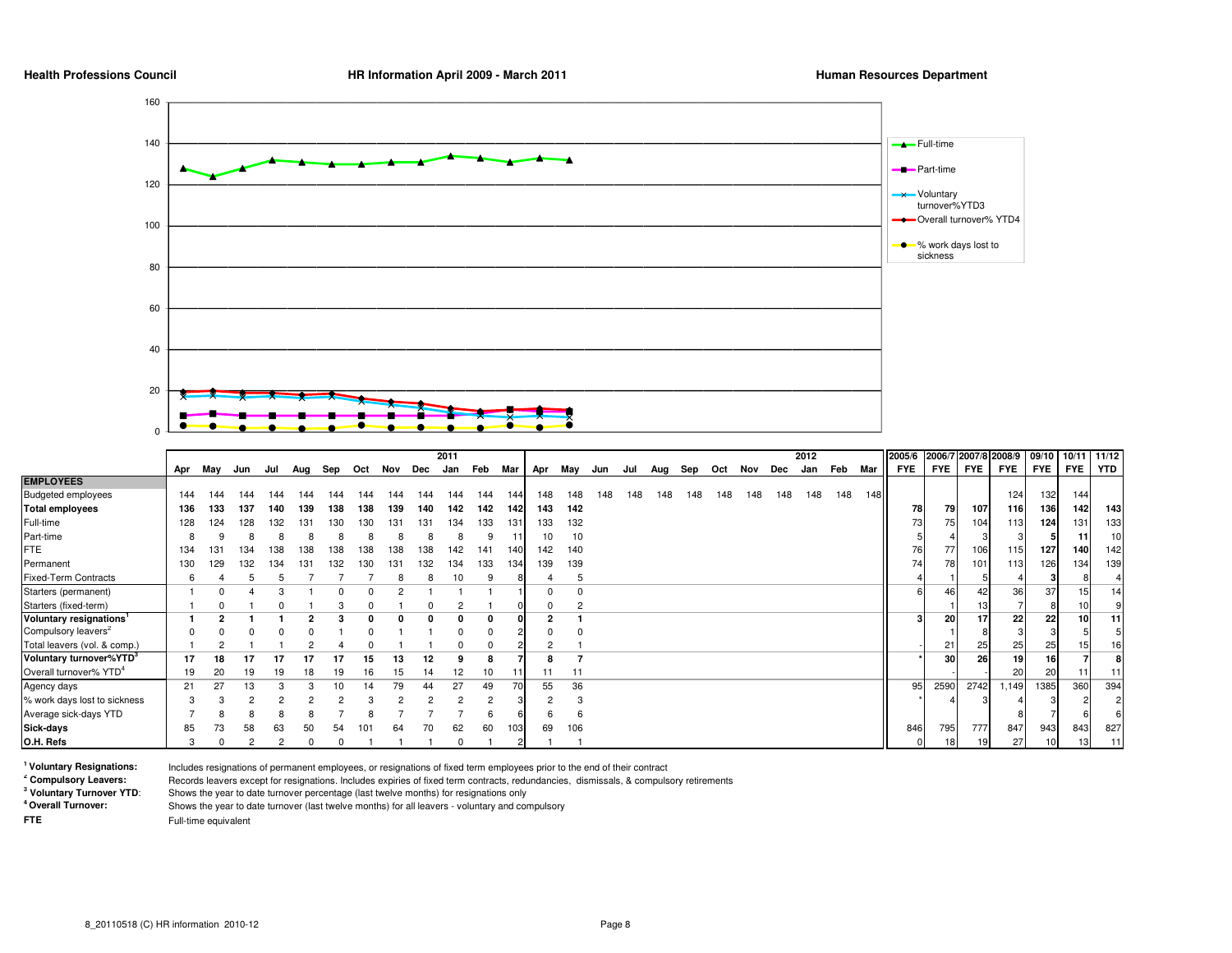**Health Professions Council** **HR Information April 2009 - March 2011** **Human Resources Department**

160
140
120
100
80
60
40
20
0

Full-time
Part-time
Voluntary turnover%YTD3
Overall turnover% YTD4
% work days lost to sickness

| | Apr | May | Jun | Jul | Aug | Sep | Oct | Nov | Dec | 2011 Jan | Feb | Mar | Apr | May | Jun | Jul | Aug | Sep | Oct | Nov | Dec | 2012 Jan | Feb | Mar | 2005/6 FYE | 2006/7 FYE | 2007/8 FYE | 2008/9 FYE | 09/10 FYE | 10/11 FYE | 11/12 YTD |
|---|---|---|---|---|---|---|---|---|---|---|---|---|---|---|---|---|---|---|---|---|---|---|---|---|---|---|---|---|---|---|---|
| **EMPLOYEES** | | | | | | | | | | | | | | | | | | | | | | | | | | | | | | | |
| Budgeted employees | 144 | 144 | 144 | 144 | 144 | 144 | 144 | 144 | 144 | 144 | 144 | 144 | 148 | 148 | 148 | 148 | 148 | 148 | 148 | 148 | 148 | 148 | 148 | 148 | | | | 124 | 132 | 144 | |
| **Total employees** | **136** | **133** | **137** | **140** | **139** | **138** | **138** | **139** | **140** | **142** | **142** | **142** | **143** | **142** | | | | | | | | | | | **78** | **79** | **107** | **116** | **136** | **142** | **143** |
| Full-time | 128 | 124 | 128 | 132 | 131 | 130 | 130 | 131 | 131 | 134 | 133 | 131 | 133 | 132 | | | | | | | | | | | 73 | 75 | 104 | 113 | **124** | 131 | 133 |
| Part-time | 8 | 9 | 8 | 8 | 8 | 8 | 8 | 8 | 8 | 8 | 9 | 11 | 10 | 10 | | | | | | | | | | | 5 | 4 | 3 | 3 | **5** | **11** | 10 |
| FTE | 134 | 131 | 134 | 138 | 138 | 138 | 138 | 138 | 138 | 142 | 141 | 140 | 142 | 140 | | | | | | | | | | | 76 | 77 | 106 | 115 | **127** | **140** | 142 |
| Permanent | 130 | 129 | 132 | 134 | 131 | 132 | 130 | 131 | 132 | 134 | 133 | 134 | 139 | 139 | | | | | | | | | | | 74 | 78 | 101 | 113 | 126 | 134 | 139 |
| Fixed-Term Contracts | 6 | 4 | 5 | 5 | 7 | 7 | 7 | 8 | 8 | 10 | 9 | 8 | 4 | 5 | | | | | | | | | | | 4 | 1 | 5 | 4 | **3** | 8 | 4 |
| Starters (permanent) | 1 | 0 | 4 | 3 | 1 | 0 | 0 | 2 | 1 | 1 | 1 | 1 | 0 | 0 | | | | | | | | | | | 6 | 46 | 42 | 36 | 37 | 15 | 14 |
| Starters (fixed-term) | 1 | 0 | 1 | 0 | 1 | 3 | 0 | 1 | 0 | 2 | 1 | 0 | 0 | 2 | | | | | | | | | | | | 1 | 13 | 7 | 8 | 10 | 9 |
| **Voluntary resignations[1]** | **1** | **2** | **1** | **1** | **2** | **3** | **0** | **0** | **0** | **0** | **0** | **0** | **2** | **1** | | | | | | | | | | | **3** | **20** | **17** | **22** | **22** | **10** | **11** |
| Compulsory leavers[2] | 0 | 0 | 0 | 0 | 0 | 1 | 0 | 1 | 1 | 0 | 0 | 2 | 0 | 0 | | | | | | | | | | | | 1 | 8 | 3 | 3 | 5 | 5 |
| Total leavers (vol. & comp.) | 1 | 2 | 1 | 1 | 2 | 4 | 0 | 1 | 1 | 0 | 0 | 2 | 2 | 1 | | | | | | | | | | | - | 21 | 25 | 25 | 25 | 15 | 16 |
| **Voluntary turnover%YTD[3]** | **17** | **18** | **17** | **17** | **17** | **17** | **15** | **13** | **12** | **9** | **8** | **7** | **8** | **7** | | | | | | | | | | | * | **30** | **26** | **19** | **16** | **7** | **8** |
| Overall turnover% YTD[4] | 19 | 20 | 19 | 19 | 18 | 19 | 16 | 15 | 14 | 12 | 10 | 11 | 11 | 11 | | | | | | | | | | | | - | - | 20 | 20 | 11 | 11 |
| Agency days | 21 | 27 | 13 | 3 | 3 | 10 | 14 | 79 | 44 | 27 | 49 | 70 | 55 | 36 | | | | | | | | | | | 95 | 2590 | 2742 | 1,149 | 1385 | 360 | 394 |
| % work days lost to sickness | 3 | 3 | 2 | 2 | 2 | 2 | 3 | 2 | 2 | 2 | 2 | 3 | 2 | 3 | | | | | | | | | | | * | 4 | 3 | 4 | 3 | 2 | 2 |
| Average sick-days YTD | 7 | 8 | 8 | 8 | 8 | 7 | 8 | 7 | 7 | 7 | 6 | 6 | 6 | 6 | | | | | | | | | | | | | | 8 | 7 | 6 | 6 |
| **Sick-days** | 85 | 73 | 58 | 63 | 50 | 54 | 101 | 64 | 70 | 62 | 60 | 103 | 69 | 106 | | | | | | | | | | | 846 | 795 | 777 | 847 | 943 | 843 | 827 |
| **O.H. Refs** | 3 | 0 | 2 | 2 | 0 | 0 | 1 | 1 | 1 | 0 | 1 | 2 | 1 | 1 | | | | | | | | | | | 0 | 18 | 19 | 27 | 10 | 13 | 11 |

[1] **Voluntary Resignations:** Includes resignations of permanent employees, or resignations of fixed term employees prior to the end of their contract

[2] **Compulsory Leavers:** Records leavers except for resignations. Includes expiries of fixed term contracts, redundancies, dismissals, & compulsory retirements

[3] **Voluntary Turnover YTD**: Shows the year to date turnover percentage (last twelve months) for resignations only

[4] **Overall Turnover:** Shows the year to date turnover (last twelve months) for all leavers - voluntary and compulsory

**FTE** Full-time equivalent

8_20110518 (C) HR information 2010-12